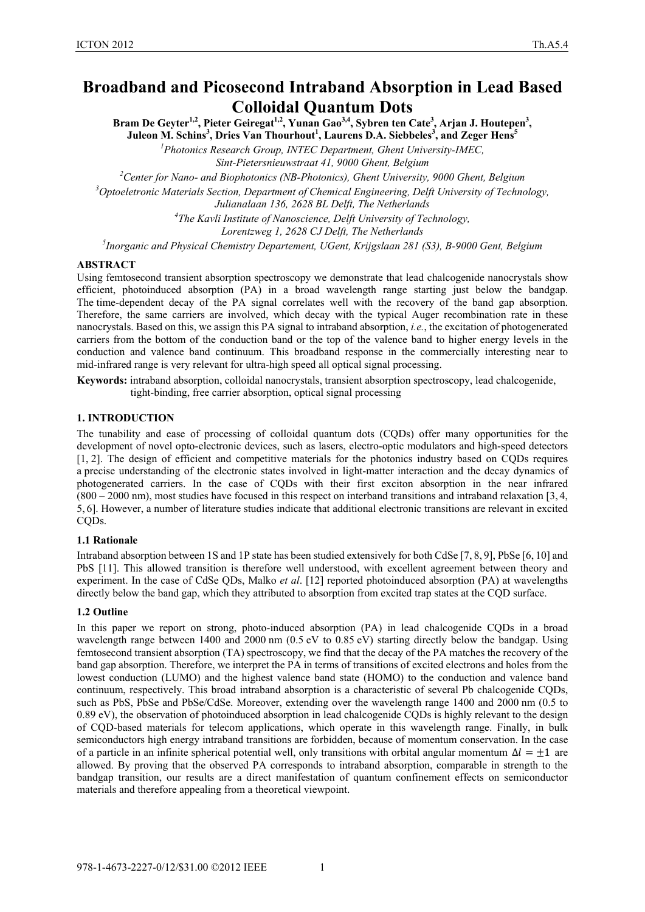# Broadband and Picosecond Intraband Absorption in Lead Based Colloidal Quantum Dots

**Bram De Geyter[1,2], Pieter Geiregat[1,2], Yunan Gao[3,4], Sybren ten Cate[3], Arjan J. Houtepen[3], Juleon M. Schins[3], Dries Van Thourhout[1], Laurens D.A. Siebbeles[3], and Zeger Hens[5]**

[1]*Photonics Research Group, INTEC Department, Ghent University-IMEC, Sint-Pietersnieuwstraat 41, 9000 Ghent, Belgium*

[2]*Center for Nano- and Biophotonics (NB-Photonics), Ghent University, 9000 Ghent, Belgium*

[3]*Optoeletronic Materials Section, Department of Chemical Engineering, Delft University of Technology, Julianalaan 136, 2628 BL Delft, The Netherlands*

[4]*The Kavli Institute of Nanoscience, Delft University of Technology, Lorentzweg 1, 2628 CJ Delft, The Netherlands*

[5]*Inorganic and Physical Chemistry Departement, UGent, Krijgslaan 281 (S3), B-9000 Gent, Belgium*

**ABSTRACT**

Using femtosecond transient absorption spectroscopy we demonstrate that lead chalcogenide nanocrystals show efficient, photoinduced absorption (PA) in a broad wavelength range starting just below the bandgap. The time-dependent decay of the PA signal correlates well with the recovery of the band gap absorption. Therefore, the same carriers are involved, which decay with the typical Auger recombination rate in these nanocrystals. Based on this, we assign this PA signal to intraband absorption, *i.e.*, the excitation of photogenerated carriers from the bottom of the conduction band or the top of the valence band to higher energy levels in the conduction and valence band continuum. This broadband response in the commercially interesting near to mid-infrared range is very relevant for ultra-high speed all optical signal processing.

**Keywords:** intraband absorption, colloidal nanocrystals, transient absorption spectroscopy, lead chalcogenide, tight-binding, free carrier absorption, optical signal processing

## 1. INTRODUCTION

The tunability and ease of processing of colloidal quantum dots (CQDs) offer many opportunities for the development of novel opto-electronic devices, such as lasers, electro-optic modulators and high-speed detectors [1, 2]. The design of efficient and competitive materials for the photonics industry based on CQDs requires a precise understanding of the electronic states involved in light-matter interaction and the decay dynamics of photogenerated carriers. In the case of CQDs with their first exciton absorption in the near infrared (800 – 2000 nm), most studies have focused in this respect on interband transitions and intraband relaxation [3, 4, 5, 6]. However, a number of literature studies indicate that additional electronic transitions are relevant in excited CQDs.

### 1.1 Rationale

Intraband absorption between 1S and 1P state has been studied extensively for both CdSe [7, 8, 9], PbSe [6, 10] and PbS [11]. This allowed transition is therefore well understood, with excellent agreement between theory and experiment. In the case of CdSe QDs, Malko *et al*. [12] reported photoinduced absorption (PA) at wavelengths directly below the band gap, which they attributed to absorption from excited trap states at the CQD surface.

### 1.2 Outline

In this paper we report on strong, photo-induced absorption (PA) in lead chalcogenide CQDs in a broad wavelength range between 1400 and 2000 nm (0.5 eV to 0.85 eV) starting directly below the bandgap. Using femtosecond transient absorption (TA) spectroscopy, we find that the decay of the PA matches the recovery of the band gap absorption. Therefore, we interpret the PA in terms of transitions of excited electrons and holes from the lowest conduction (LUMO) and the highest valence band state (HOMO) to the conduction and valence band continuum, respectively. This broad intraband absorption is a characteristic of several Pb chalcogenide CQDs, such as PbS, PbSe and PbSe/CdSe. Moreover, extending over the wavelength range 1400 and 2000 nm (0.5 to 0.89 eV), the observation of photoinduced absorption in lead chalcogenide CQDs is highly relevant to the design of CQD-based materials for telecom applications, which operate in this wavelength range. Finally, in bulk semiconductors high energy intraband transitions are forbidden, because of momentum conservation. In the case of a particle in an infinite spherical potential well, only transitions with orbital angular momentum $\Delta l = \pm 1$ are allowed. By proving that the observed PA corresponds to intraband absorption, comparable in strength to the bandgap transition, our results are a direct manifestation of quantum confinement effects on semiconductor materials and therefore appealing from a theoretical viewpoint.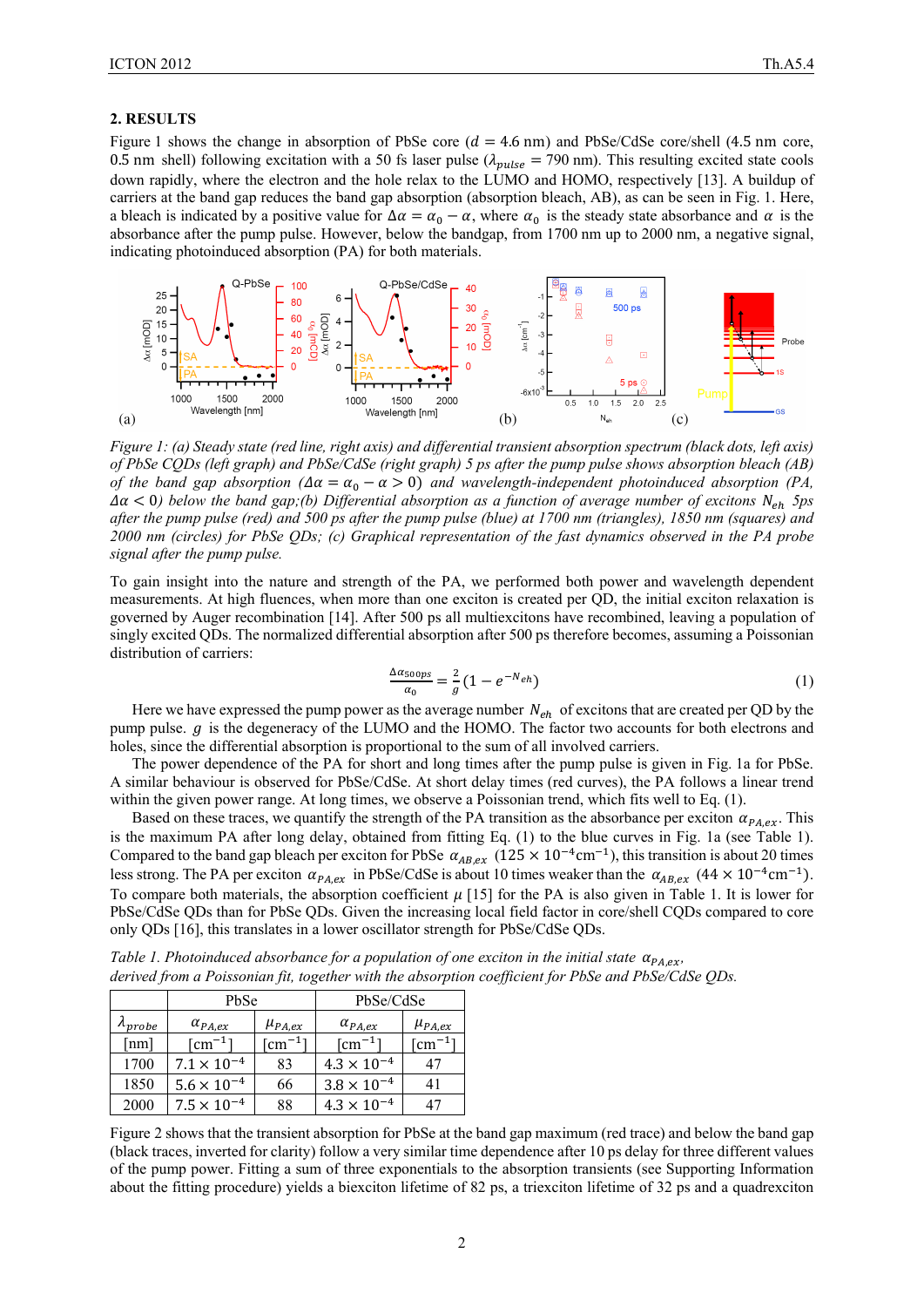## 2. RESULTS

Figure 1 shows the change in absorption of PbSe core ($d = 4.6$ nm) and PbSe/CdSe core/shell (4.5 nm core, 0.5 nm shell) following excitation with a 50 fs laser pulse ($\lambda_{pulse} = 790$ nm). This resulting excited state cools down rapidly, where the electron and the hole relax to the LUMO and HOMO, respectively [13]. A buildup of carriers at the band gap reduces the band gap absorption (absorption bleach, AB), as can be seen in Fig. 1. Here, a bleach is indicated by a positive value for $\Delta\alpha = \alpha_0 - \alpha$, where $\alpha_0$ is the steady state absorbance and $\alpha$ is the absorbance after the pump pulse. However, below the bandgap, from 1700 nm up to 2000 nm, a negative signal, indicating photoinduced absorption (PA) for both materials.

*Figure 1: (a) Steady state (red line, right axis) and differential transient absorption spectrum (black dots, left axis) of PbSe CQDs (left graph) and PbSe/CdSe (right graph) 5 ps after the pump pulse shows absorption bleach (AB) of the band gap absorption ($\Delta\alpha = \alpha_0 - \alpha > 0$) and wavelength-independent photoinduced absorption (PA, $\Delta\alpha < 0$) below the band gap;(b) Differential absorption as a function of average number of excitons $N_{eh}$ 5ps after the pump pulse (red) and 500 ps after the pump pulse (blue) at 1700 nm (triangles), 1850 nm (squares) and 2000 nm (circles) for PbSe QDs; (c) Graphical representation of the fast dynamics observed in the PA probe signal after the pump pulse.*

To gain insight into the nature and strength of the PA, we performed both power and wavelength dependent measurements. At high fluences, when more than one exciton is created per QD, the initial exciton relaxation is governed by Auger recombination [14]. After 500 ps all multiexcitons have recombined, leaving a population of singly excited QDs. The normalized differential absorption after 500 ps therefore becomes, assuming a Poissonian distribution of carriers:

$$\frac{\Delta\alpha_{500ps}}{\alpha_0} = \frac{2}{g}\left(1 - e^{-N_{eh}}\right) \tag{1}$$

Here we have expressed the pump power as the average number $N_{eh}$ of excitons that are created per QD by the pump pulse. $g$ is the degeneracy of the LUMO and the HOMO. The factor two accounts for both electrons and holes, since the differential absorption is proportional to the sum of all involved carriers.

The power dependence of the PA for short and long times after the pump pulse is given in Fig. 1a for PbSe. A similar behaviour is observed for PbSe/CdSe. At short delay times (red curves), the PA follows a linear trend within the given power range. At long times, we observe a Poissonian trend, which fits well to Eq. (1).

Based on these traces, we quantify the strength of the PA transition as the absorbance per exciton $\alpha_{PA,ex}$. This is the maximum PA after long delay, obtained from fitting Eq. (1) to the blue curves in Fig. 1a (see Table 1). Compared to the band gap bleach per exciton for PbSe $\alpha_{AB,ex}$ ($125 \times 10^{-4}$cm$^{-1}$), this transition is about 20 times less strong. The PA per exciton $\alpha_{PA,ex}$ in PbSe/CdSe is about 10 times weaker than the $\alpha_{AB,ex}$ ($44 \times 10^{-4}$cm$^{-1}$). To compare both materials, the absorption coefficient $\mu$ [15] for the PA is also given in Table 1. It is lower for PbSe/CdSe QDs than for PbSe QDs. Given the increasing local field factor in core/shell CQDs compared to core only QDs [16], this translates in a lower oscillator strength for PbSe/CdSe QDs.

*Table 1. Photoinduced absorbance for a population of one exciton in the initial state $\alpha_{PA,ex}$, derived from a Poissonian fit, together with the absorption coefficient for PbSe and PbSe/CdSe QDs.*

| | PbSe | | PbSe/CdSe | |
|---|---|---|---|---|
| $\lambda_{probe}$ [nm] | $\alpha_{PA,ex}$ [cm$^{-1}$] | $\mu_{PA,ex}$ [cm$^{-1}$] | $\alpha_{PA,ex}$ [cm$^{-1}$] | $\mu_{PA,ex}$ [cm$^{-1}$] |
| 1700 | $7.1 \times 10^{-4}$ | 83 | $4.3 \times 10^{-4}$ | 47 |
| 1850 | $5.6 \times 10^{-4}$ | 66 | $3.8 \times 10^{-4}$ | 41 |
| 2000 | $7.5 \times 10^{-4}$ | 88 | $4.3 \times 10^{-4}$ | 47 |

Figure 2 shows that the transient absorption for PbSe at the band gap maximum (red trace) and below the band gap (black traces, inverted for clarity) follow a very similar time dependence after 10 ps delay for three different values of the pump power. Fitting a sum of three exponentials to the absorption transients (see Supporting Information about the fitting procedure) yields a biexciton lifetime of 82 ps, a triexciton lifetime of 32 ps and a quadrexciton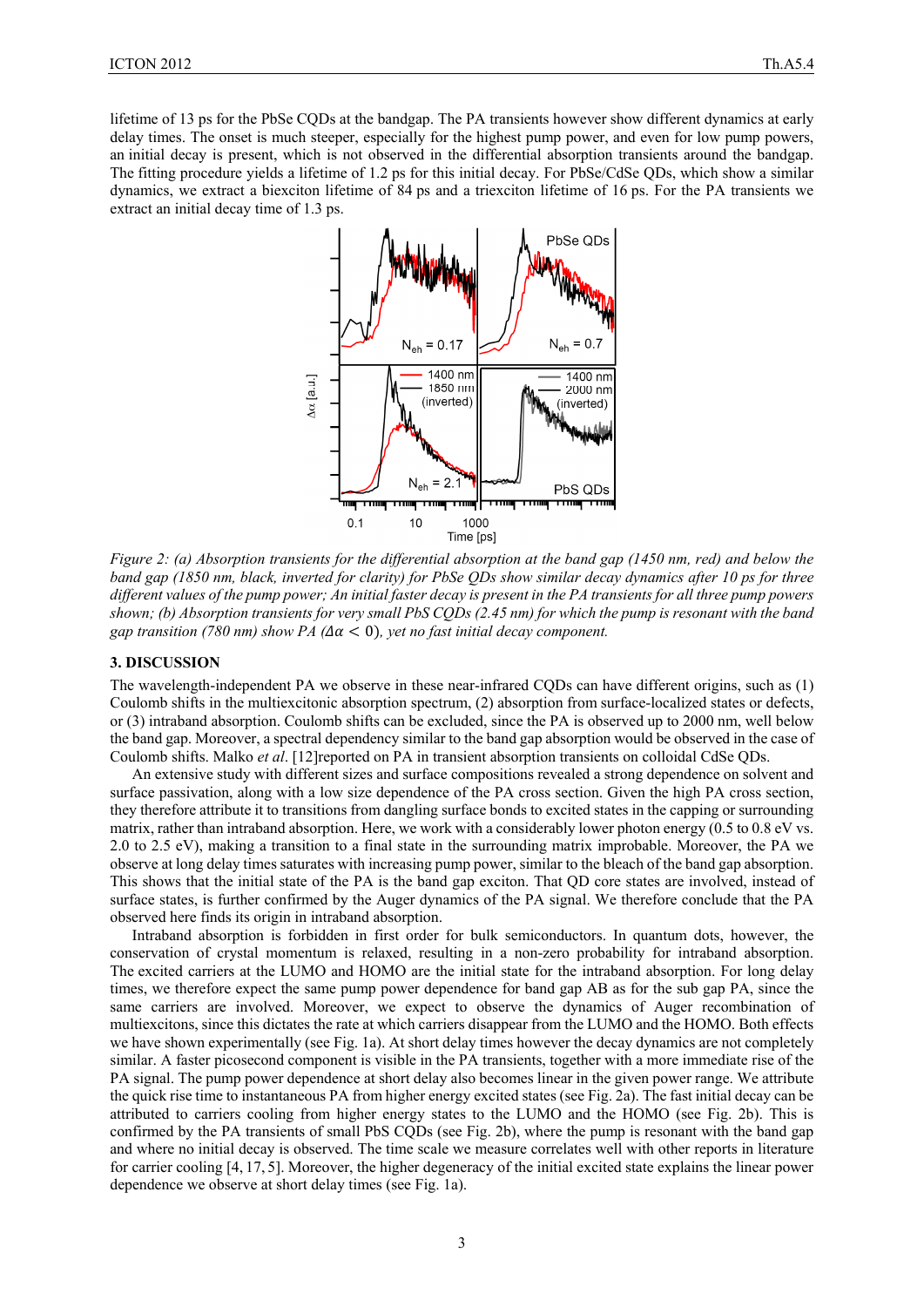lifetime of 13 ps for the PbSe CQDs at the bandgap. The PA transients however show different dynamics at early delay times. The onset is much steeper, especially for the highest pump power, and even for low pump powers, an initial decay is present, which is not observed in the differential absorption transients around the bandgap. The fitting procedure yields a lifetime of 1.2 ps for this initial decay. For PbSe/CdSe QDs, which show a similar dynamics, we extract a biexciton lifetime of 84 ps and a triexciton lifetime of 16 ps. For the PA transients we extract an initial decay time of 1.3 ps.

PbSe QDs

$N_{eh}$ = 0.17

$N_{eh}$ = 0.7

1400 nm
1850 nm
(inverted)

$N_{eh}$ = 2.1

1400 nm
2000 nm
(inverted)

PbS QDs

Δα [a.u.]

0.1

10

1000

Time [ps]

*Figure 2: (a) Absorption transients for the differential absorption at the band gap (1450 nm, red) and below the band gap (1850 nm, black, inverted for clarity) for PbSe QDs show similar decay dynamics after 10 ps for three different values of the pump power; An initial faster decay is present in the PA transients for all three pump powers shown; (b) Absorption transients for very small PbS CQDs (2.45 nm) for which the pump is resonant with the band gap transition (780 nm) show PA ($\Delta\alpha < 0$), yet no fast initial decay component.*

## 3. DISCUSSION

The wavelength-independent PA we observe in these near-infrared CQDs can have different origins, such as (1) Coulomb shifts in the multiexcitonic absorption spectrum, (2) absorption from surface-localized states or defects, or (3) intraband absorption. Coulomb shifts can be excluded, since the PA is observed up to 2000 nm, well below the band gap. Moreover, a spectral dependency similar to the band gap absorption would be observed in the case of Coulomb shifts. Malko *et al*. [12]reported on PA in transient absorption transients on colloidal CdSe QDs.

An extensive study with different sizes and surface compositions revealed a strong dependence on solvent and surface passivation, along with a low size dependence of the PA cross section. Given the high PA cross section, they therefore attribute it to transitions from dangling surface bonds to excited states in the capping or surrounding matrix, rather than intraband absorption. Here, we work with a considerably lower photon energy (0.5 to 0.8 eV vs. 2.0 to 2.5 eV), making a transition to a final state in the surrounding matrix improbable. Moreover, the PA we observe at long delay times saturates with increasing pump power, similar to the bleach of the band gap absorption. This shows that the initial state of the PA is the band gap exciton. That QD core states are involved, instead of surface states, is further confirmed by the Auger dynamics of the PA signal. We therefore conclude that the PA observed here finds its origin in intraband absorption.

Intraband absorption is forbidden in first order for bulk semiconductors. In quantum dots, however, the conservation of crystal momentum is relaxed, resulting in a non-zero probability for intraband absorption. The excited carriers at the LUMO and HOMO are the initial state for the intraband absorption. For long delay times, we therefore expect the same pump power dependence for band gap AB as for the sub gap PA, since the same carriers are involved. Moreover, we expect to observe the dynamics of Auger recombination of multiexcitons, since this dictates the rate at which carriers disappear from the LUMO and the HOMO. Both effects we have shown experimentally (see Fig. 1a). At short delay times however the decay dynamics are not completely similar. A faster picosecond component is visible in the PA transients, together with a more immediate rise of the PA signal. The pump power dependence at short delay also becomes linear in the given power range. We attribute the quick rise time to instantaneous PA from higher energy excited states (see Fig. 2a). The fast initial decay can be attributed to carriers cooling from higher energy states to the LUMO and the HOMO (see Fig. 2b). This is confirmed by the PA transients of small PbS CQDs (see Fig. 2b), where the pump is resonant with the band gap and where no initial decay is observed. The time scale we measure correlates well with other reports in literature for carrier cooling [4, 17, 5]. Moreover, the higher degeneracy of the initial excited state explains the linear power dependence we observe at short delay times (see Fig. 1a).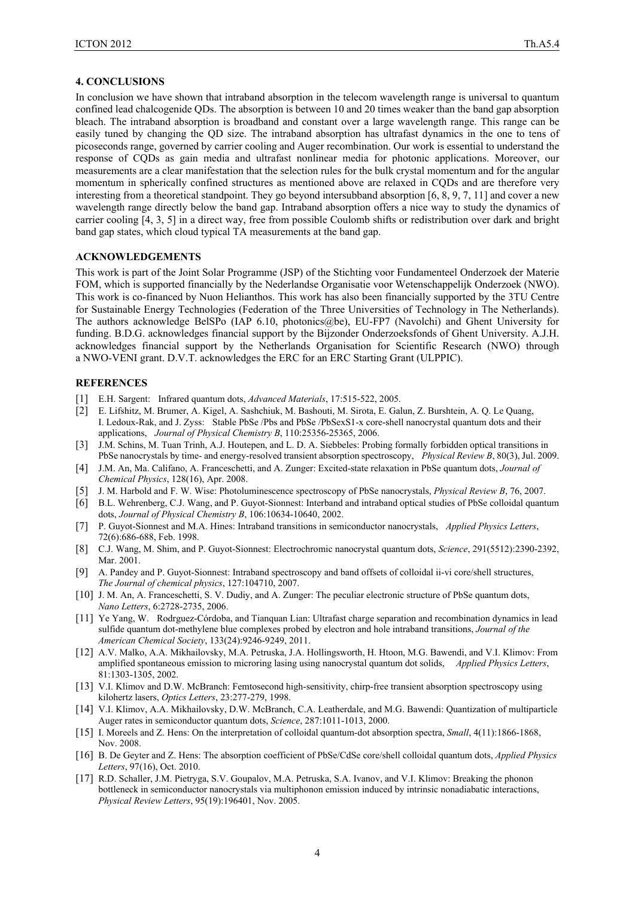### 4. CONCLUSIONS

In conclusion we have shown that intraband absorption in the telecom wavelength range is universal to quantum confined lead chalcogenide QDs. The absorption is between 10 and 20 times weaker than the band gap absorption bleach. The intraband absorption is broadband and constant over a large wavelength range. This range can be easily tuned by changing the QD size. The intraband absorption has ultrafast dynamics in the one to tens of picoseconds range, governed by carrier cooling and Auger recombination. Our work is essential to understand the response of CQDs as gain media and ultrafast nonlinear media for photonic applications. Moreover, our measurements are a clear manifestation that the selection rules for the bulk crystal momentum and for the angular momentum in spherically confined structures as mentioned above are relaxed in CQDs and are therefore very interesting from a theoretical standpoint. They go beyond intersubband absorption [6, 8, 9, 7, 11] and cover a new wavelength range directly below the band gap. Intraband absorption offers a nice way to study the dynamics of carrier cooling [4, 3, 5] in a direct way, free from possible Coulomb shifts or redistribution over dark and bright band gap states, which cloud typical TA measurements at the band gap.

### ACKNOWLEDGEMENTS

This work is part of the Joint Solar Programme (JSP) of the Stichting voor Fundamenteel Onderzoek der Materie FOM, which is supported financially by the Nederlandse Organisatie voor Wetenschappelijk Onderzoek (NWO). This work is co-financed by Nuon Helianthos. This work has also been financially supported by the 3TU Centre for Sustainable Energy Technologies (Federation of the Three Universities of Technology in The Netherlands). The authors acknowledge BelSPo (IAP 6.10, photonics@be), EU-FP7 (Navolchi) and Ghent University for funding. B.D.G. acknowledges financial support by the Bijzonder Onderzoeksfonds of Ghent University. A.J.H. acknowledges financial support by the Netherlands Organisation for Scientific Research (NWO) through a NWO-VENI grant. D.V.T. acknowledges the ERC for an ERC Starting Grant (ULPPIC).

### REFERENCES

[1] E.H. Sargent: Infrared quantum dots, *Advanced Materials*, 17:515-522, 2005.

[2] E. Lifshitz, M. Brumer, A. Kigel, A. Sashchiuk, M. Bashouti, M. Sirota, E. Galun, Z. Burshtein, A. Q. Le Quang, I. Ledoux-Rak, and J. Zyss: Stable PbSe /Pbs and PbSe /PbSexS1-x core-shell nanocrystal quantum dots and their applications, *Journal of Physical Chemistry B*, 110:25356-25365, 2006.

[3] J.M. Schins, M. Tuan Trinh, A.J. Houtepen, and L. D. A. Siebbeles: Probing formally forbidden optical transitions in PbSe nanocrystals by time- and energy-resolved transient absorption spectroscopy, *Physical Review B*, 80(3), Jul. 2009.

[4] J.M. An, Ma. Califano, A. Franceschetti, and A. Zunger: Excited-state relaxation in PbSe quantum dots, *Journal of Chemical Physics*, 128(16), Apr. 2008.

[5] J. M. Harbold and F. W. Wise: Photoluminescence spectroscopy of PbSe nanocrystals, *Physical Review B*, 76, 2007.

[6] B.L. Wehrenberg, C.J. Wang, and P. Guyot-Sionnest: Interband and intraband optical studies of PbSe colloidal quantum dots, *Journal of Physical Chemistry B*, 106:10634-10640, 2002.

[7] P. Guyot-Sionnest and M.A. Hines: Intraband transitions in semiconductor nanocrystals, *Applied Physics Letters*, 72(6):686-688, Feb. 1998.

[8] C.J. Wang, M. Shim, and P. Guyot-Sionnest: Electrochromic nanocrystal quantum dots, *Science*, 291(5512):2390-2392, Mar. 2001.

[9] A. Pandey and P. Guyot-Sionnest: Intraband spectroscopy and band offsets of colloidal ii-vi core/shell structures, *The Journal of chemical physics*, 127:104710, 2007.

[10] J. M. An, A. Franceschetti, S. V. Dudiy, and A. Zunger: The peculiar electronic structure of PbSe quantum dots, *Nano Letters*, 6:2728-2735, 2006.

[11] Ye Yang, W. Rodrguez-Córdoba, and Tianquan Lian: Ultrafast charge separation and recombination dynamics in lead sulfide quantum dot-methylene blue complexes probed by electron and hole intraband transitions, *Journal of the American Chemical Society*, 133(24):9246-9249, 2011.

[12] A.V. Malko, A.A. Mikhailovsky, M.A. Petruska, J.A. Hollingsworth, H. Htoon, M.G. Bawendi, and V.I. Klimov: From amplified spontaneous emission to microring lasing using nanocrystal quantum dot solids, *Applied Physics Letters*, 81:1303-1305, 2002.

[13] V.I. Klimov and D.W. McBranch: Femtosecond high-sensitivity, chirp-free transient absorption spectroscopy using kilohertz lasers, *Optics Letters*, 23:277-279, 1998.

[14] V.I. Klimov, A.A. Mikhailovsky, D.W. McBranch, C.A. Leatherdale, and M.G. Bawendi: Quantization of multiparticle Auger rates in semiconductor quantum dots, *Science*, 287:1011-1013, 2000.

[15] I. Moreels and Z. Hens: On the interpretation of colloidal quantum-dot absorption spectra, *Small*, 4(11):1866-1868, Nov. 2008.

[16] B. De Geyter and Z. Hens: The absorption coefficient of PbSe/CdSe core/shell colloidal quantum dots, *Applied Physics Letters*, 97(16), Oct. 2010.

[17] R.D. Schaller, J.M. Pietryga, S.V. Goupalov, M.A. Petruska, S.A. Ivanov, and V.I. Klimov: Breaking the phonon bottleneck in semiconductor nanocrystals via multiphonon emission induced by intrinsic nonadiabatic interactions, *Physical Review Letters*, 95(19):196401, Nov. 2005.